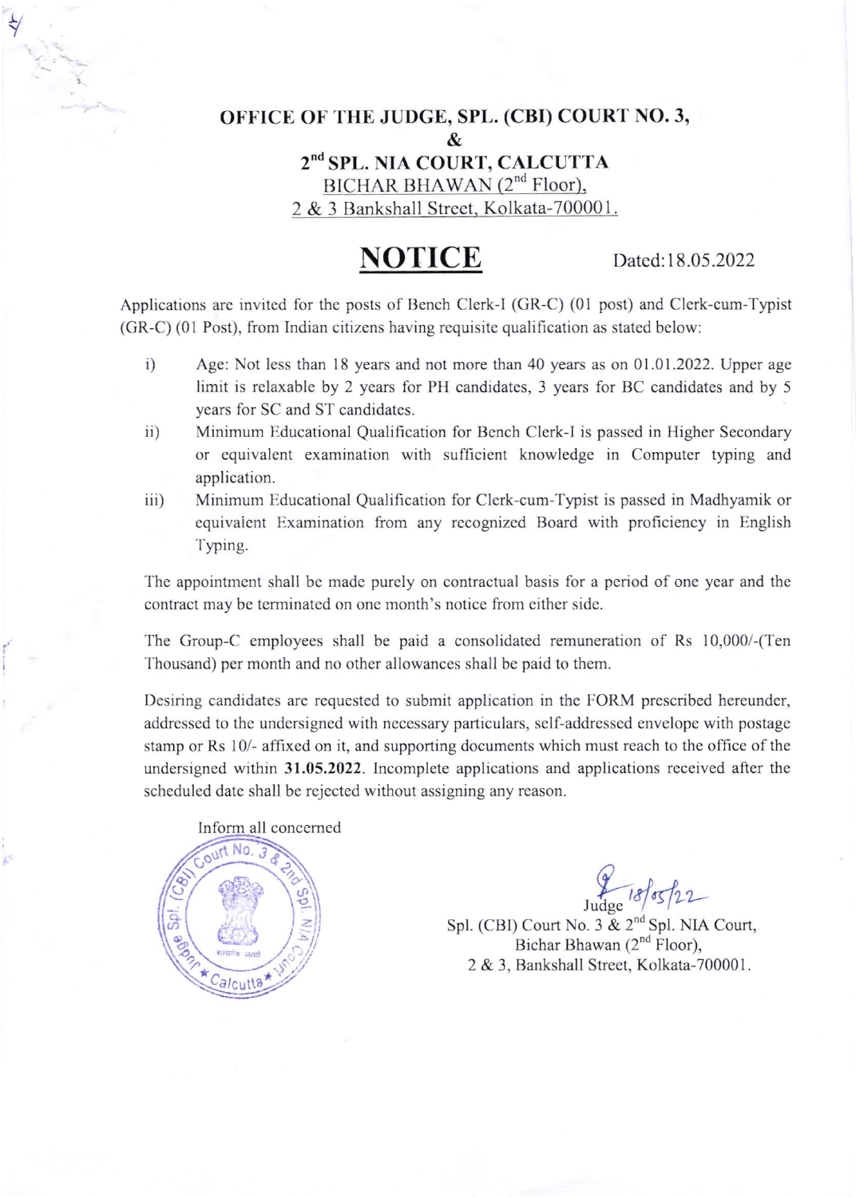**OFFICE OF THE JUDGE, SPL. (CBI) COURT NO. 3,**

**&**

**2nd SPL. NIA COURT, CALCUTTA**

BICHAR BHAWAN (2nd Floor),

2 & 3 Bankshall Street, Kolkata-700001.

# NOTICE

Dated:18.05.2022

Applications are invited for the posts of Bench Clerk-I (GR-C) (01 post) and Clerk-cum-Typist (GR-C) (01 Post), from Indian citizens having requisite qualification as stated below:

i) Age: Not less than 18 years and not more than 40 years as on 01.01.2022. Upper age limit is relaxable by 2 years for PH candidates, 3 years for BC candidates and by 5 years for SC and ST candidates.

ii) Minimum Educational Qualification for Bench Clerk-I is passed in Higher Secondary or equivalent examination with sufficient knowledge in Computer typing and application.

iii) Minimum Educational Qualification for Clerk-cum-Typist is passed in Madhyamik or equivalent Examination from any recognized Board with proficiency in English Typing.

The appointment shall be made purely on contractual basis for a period of one year and the contract may be terminated on one month's notice from either side.

The Group-C employees shall be paid a consolidated remuneration of Rs 10,000/-(Ten Thousand) per month and no other allowances shall be paid to them.

Desiring candidates are requested to submit application in the FORM prescribed hereunder, addressed to the undersigned with necessary particulars, self-addressed envelope with postage stamp or Rs 10/- affixed on it, and supporting documents which must reach to the office of the undersigned within **31.05.2022**. Incomplete applications and applications received after the scheduled date shall be rejected without assigning any reason.

Inform all concerned

Judge 18/05/22

Spl. (CBI) Court No. 3 & 2nd Spl. NIA Court,
Bichar Bhawan (2nd Floor),
2 & 3, Bankshall Street, Kolkata-700001.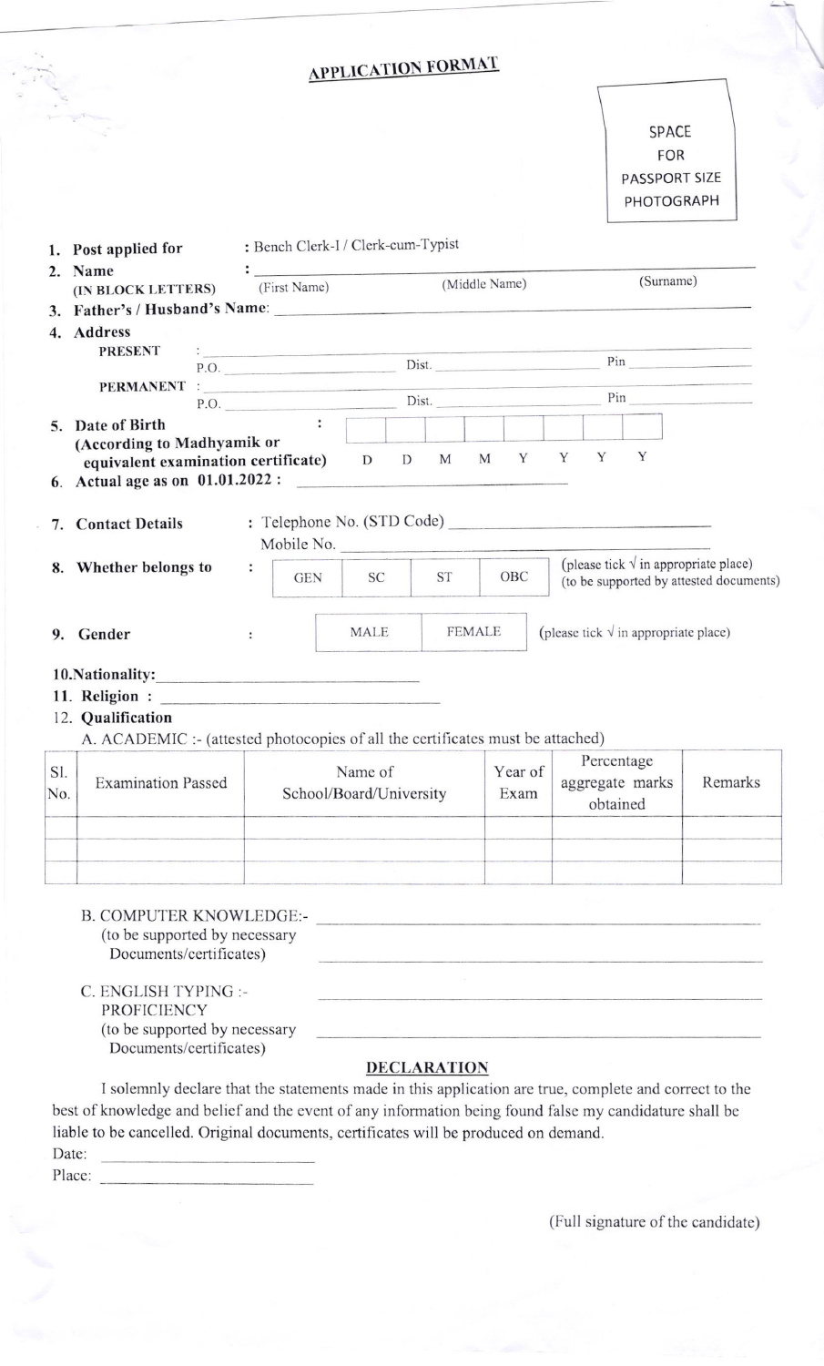# APPLICATION FORMAT

SPACE FOR PASSPORT SIZE PHOTOGRAPH

1. **Post applied for** : Bench Clerk-I / Clerk-cum-Typist
2. **Name** **(IN BLOCK LETTERS)** : ______________________ (First Name) (Middle Name) (Surname)
3. **Father's / Husband's Name:** ______________________
4. **Address**
   - **PRESENT** : ______________________ P.O. __________ Dist. __________ Pin __________
   - **PERMANENT** : ______________________ P.O. __________ Dist. __________ Pin __________
5. **Date of Birth (According to Madhyamik or equivalent examination certificate)** : D D M M Y Y Y Y
6. **Actual age as on 01.01.2022 :** ______________________
7. **Contact Details** : Telephone No. (STD Code) ______________________ Mobile No. ______________________
8. **Whether belongs to** :

| GEN | SC | ST | OBC |
|---|---|---|---|

(please tick √ in appropriate place) (to be supported by attested documents)

9. **Gender** :

| MALE | FEMALE |
|---|---|

(please tick √ in appropriate place)

10. **Nationality:** ______________________
11. **Religion :** ______________________
12. **Qualification**

A. ACADEMIC :- (attested photocopies of all the certificates must be attached)

| Sl. No. | Examination Passed | Name of School/Board/University | Year of Exam | Percentage aggregate marks obtained | Remarks |
|---|---|---|---|---|---|
| | | | | | |
| | | | | | |
| | | | | | |

B. COMPUTER KNOWLEDGE:- (to be supported by necessary Documents/certificates) ______________________

C. ENGLISH TYPING :- PROFICIENCY (to be supported by necessary Documents/certificates) ______________________

## DECLARATION

I solemnly declare that the statements made in this application are true, complete and correct to the best of knowledge and belief and the event of any information being found false my candidature shall be liable to be cancelled. Original documents, certificates will be produced on demand.

Date: ______________________

Place: ______________________

(Full signature of the candidate)